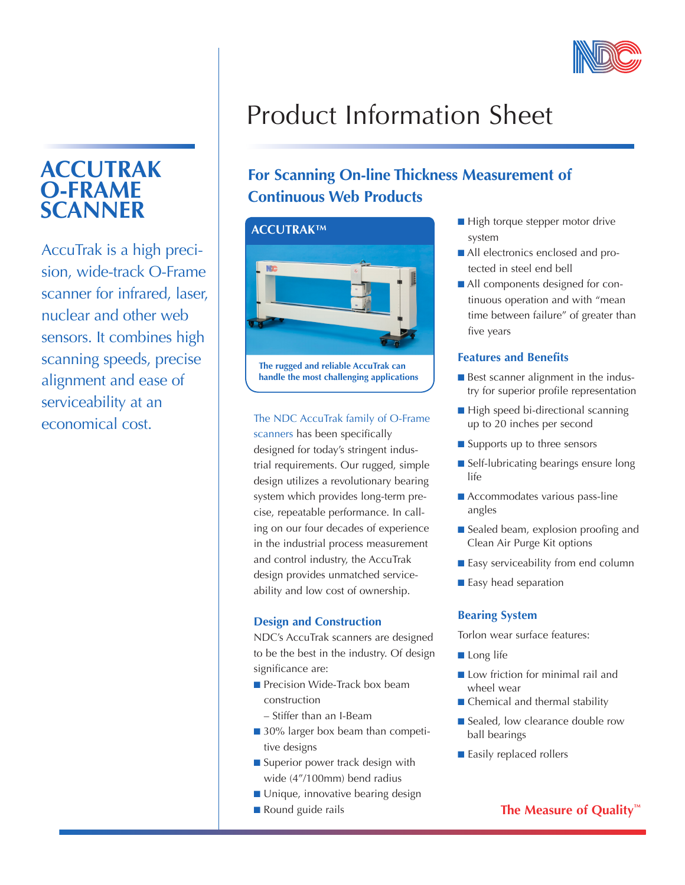# Product Information Sheet

# ACCUTRAK O-FRAME SCANNER

AccuTrak is a high precision, wide-track O-Frame scanner for infrared, laser, nuclear and other web sensors. It combines high scanning speeds, precise alignment and ease of serviceability at an economical cost.

## For Scanning On-line Thickness Measurement of Continuous Web Products

**ACCUTRAK™**

The rugged and reliable AccuTrak can handle the most challenging applications

The NDC AccuTrak family of O-Frame scanners has been specifically designed for today's stringent industrial requirements. Our rugged, simple design utilizes a revolutionary bearing system which provides long-term precise, repeatable performance. In calling on our four decades of experience in the industrial process measurement and control industry, the AccuTrak design provides unmatched serviceability and low cost of ownership.

### Design and Construction

NDC's AccuTrak scanners are designed to be the best in the industry. Of design significance are:

- Precision Wide-Track box beam construction
  – Stiffer than an I-Beam
- 30% larger box beam than competitive designs
- Superior power track design with wide (4"/100mm) bend radius
- Unique, innovative bearing design
- Round guide rails
- High torque stepper motor drive system
- All electronics enclosed and protected in steel end bell
- All components designed for continuous operation and with "mean time between failure" of greater than five years

### Features and Benefits

- Best scanner alignment in the industry for superior profile representation
- High speed bi-directional scanning up to 20 inches per second
- Supports up to three sensors
- Self-lubricating bearings ensure long life
- Accommodates various pass-line angles
- Sealed beam, explosion proofing and Clean Air Purge Kit options
- Easy serviceability from end column
- Easy head separation

### Bearing System

Torlon wear surface features:

- Long life
- Low friction for minimal rail and wheel wear
- Chemical and thermal stability
- Sealed, low clearance double row ball bearings
- Easily replaced rollers

**The Measure of Quality™**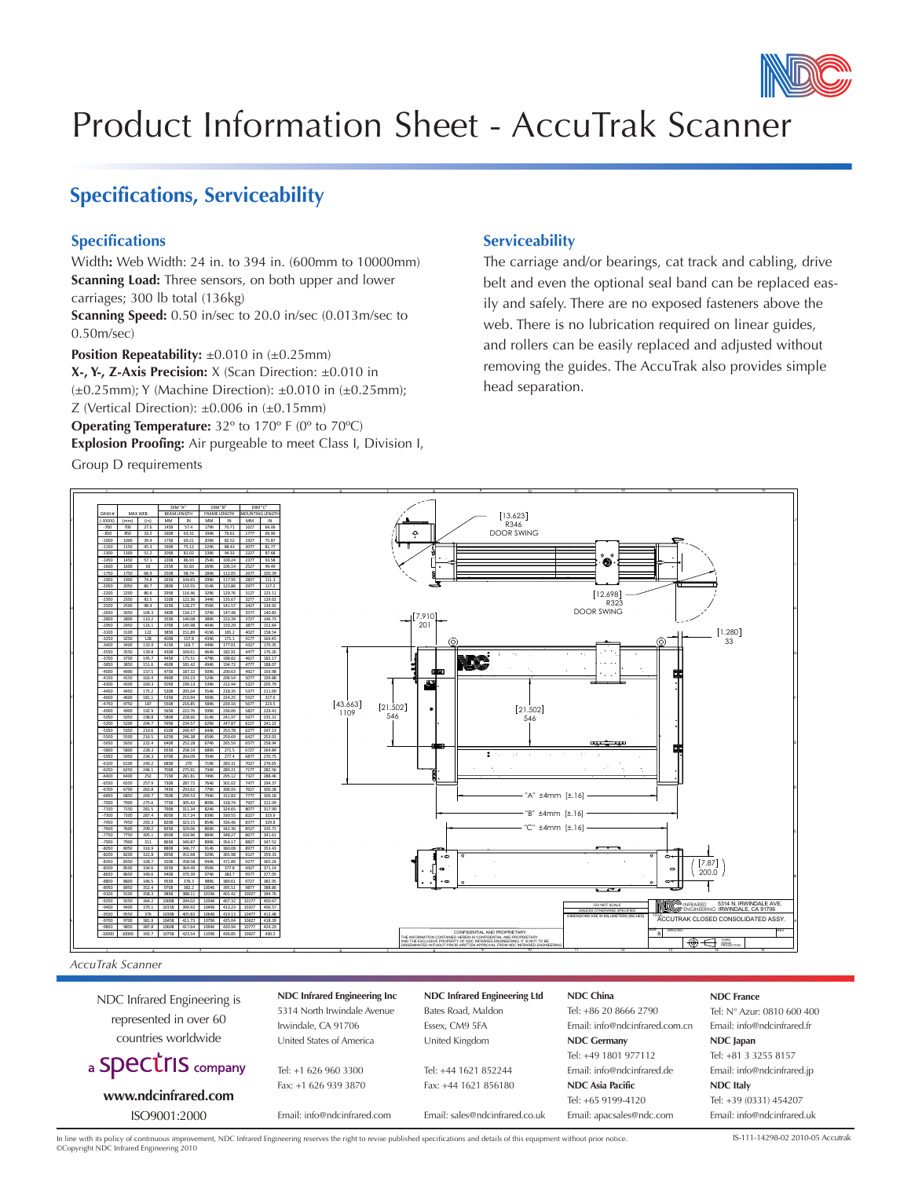# Product Information Sheet - AccuTrak Scanner

## Specifications, Serviceability

### Specifications

Width: Web Width: 24 in. to 394 in. (600mm to 10000mm)
**Scanning Load:** Three sensors, on both upper and lower carriages; 300 lb total (136kg)
**Scanning Speed:** 0.50 in/sec to 20.0 in/sec (0.013m/sec to 0.50m/sec)

**Position Repeatability:** ±0.010 in (±0.25mm)
**X-, Y-, Z-Axis Precision:** X (Scan Direction: ±0.010 in (±0.25mm); Y (Machine Direction): ±0.010 in (±0.25mm); Z (Vertical Direction): ±0.006 in (±0.15mm)
**Operating Temperature:** 32º to 170º F (0º to 70ºC)
**Explosion Proofing:** Air purgeable to meet Class I, Division I, Group D requirements

### Serviceability

The carriage and/or bearings, cat track and cabling, drive belt and even the optional seal band can be replaced easily and safely. There are no exposed fasteners above the web. There is no lubrication required on linear guides, and rollers can be easily replaced and adjusted without removing the guides. The AccuTrak also provides simple head separation.

*AccuTrak Scanner*

NDC Infrared Engineering is represented in over 60 countries worldwide

a spectris company

**www.ndcinfrared.com**

ISO9001:2000

**NDC Infrared Engineering Inc**
5314 North Irwindale Avenue
Irwindale, CA 91706
United States of America

Tel: +1 626 960 3300
Fax: +1 626 939 3870

Email: info@ndcinfrared.com

**NDC Infrared Engineering Ltd**
Bates Road, Maldon
Essex, CM9 5FA
United Kingdom

Tel: +44 1621 852244
Fax: +44 1621 856180

Email: sales@ndcinfrared.co.uk

**NDC China**
Tel: +86 20 8666 2790
Email: info@ndcinfrared.com.cn

**NDC Germany**
Tel: +49 1801 977112
Email: info@ndcinfrared.de

**NDC Asia Pacific**
Tel: +65 9199-4120
Email: apacsales@ndc.com

**NDC France**
Tel: Nº Azur: 0810 600 400
Email: info@ndcinfrared.fr

**NDC Japan**
Tel: +81 3 3255 8157
Email: info@ndcinfrared.jp

**NDC Italy**
Tel: +39 (0331) 454207
Email: info@ndcinfrared.uk

In line with its policy of continuous improvement, NDC Infrared Engineering reserves the right to revise published specifications and details of this equipment without prior notice.
©Copyright NDC Infrared Engineering 2010

IS-111-14298-02 2010-05 Accutrak